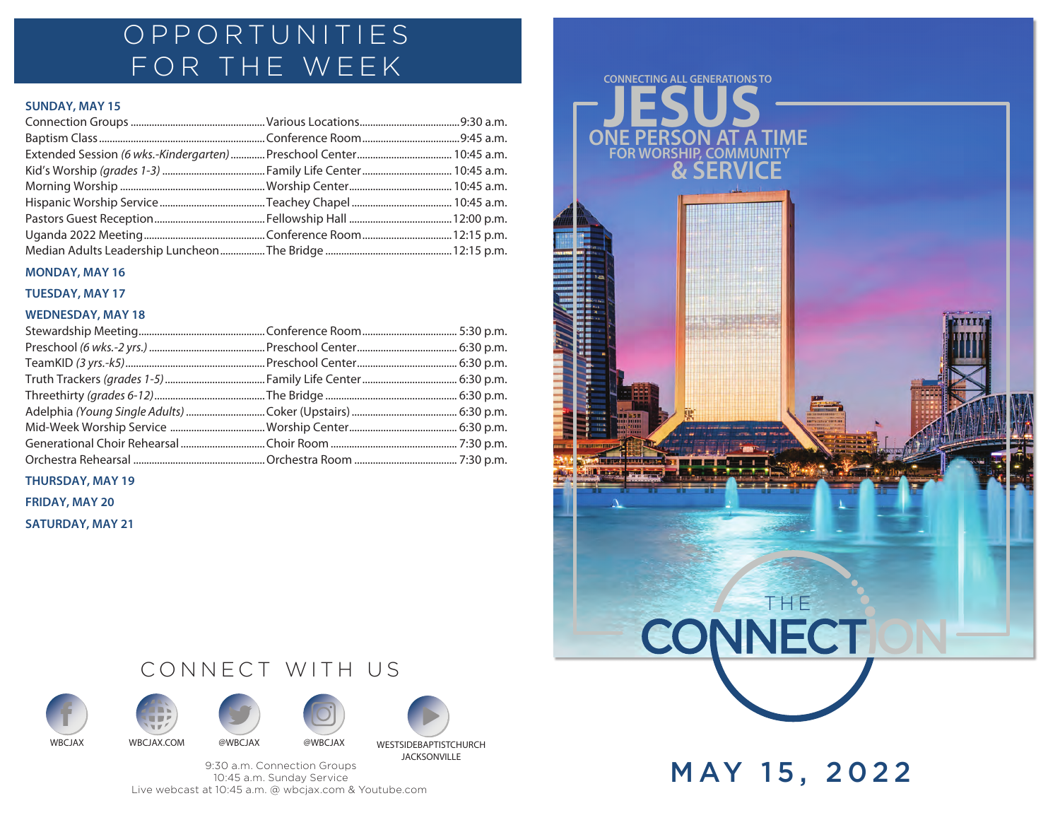# OPPORTUNITIES FOR THE WEEK

### SUNDAY, MAY 15

| Event | Location | Time |
|---|---|---|
| Connection Groups | Various Locations | 9:30 a.m. |
| Baptism Class | Conference Room | 9:45 a.m. |
| Extended Session *(6 wks.-Kindergarten)* | Preschool Center | 10:45 a.m. |
| Kid's Worship *(grades 1-3)* | Family Life Center | 10:45 a.m. |
| Morning Worship | Worship Center | 10:45 a.m. |
| Hispanic Worship Service | Teachey Chapel | 10:45 a.m. |
| Pastors Guest Reception | Fellowship Hall | 12:00 p.m. |
| Uganda 2022 Meeting | Conference Room | 12:15 p.m. |
| Median Adults Leadership Luncheon | The Bridge | 12:15 p.m. |

### MONDAY, MAY 16

### TUESDAY, MAY 17

### WEDNESDAY, MAY 18

| Event | Location | Time |
|---|---|---|
| Stewardship Meeting | Conference Room | 5:30 p.m. |
| Preschool *(6 wks.-2 yrs.)* | Preschool Center | 6:30 p.m. |
| TeamKID *(3 yrs.-k5)* | Preschool Center | 6:30 p.m. |
| Truth Trackers *(grades 1-5)* | Family Life Center | 6:30 p.m. |
| Threethirty *(grades 6-12)* | The Bridge | 6:30 p.m. |
| Adelphia *(Young Single Adults)* | Coker (Upstairs) | 6:30 p.m. |
| Mid-Week Worship Service | Worship Center | 6:30 p.m. |
| Generational Choir Rehearsal | Choir Room | 7:30 p.m. |
| Orchestra Rehearsal | Orchestra Room | 7:30 p.m. |

### THURSDAY, MAY 19

### FRIDAY, MAY 20

### SATURDAY, MAY 21

## CONNECT WITH US

WBCJAX | WBCJAX.COM | @WBCJAX | @WBCJAX | WESTSIDEBAPTISTCHURCH JACKSONVILLE

9:30 a.m. Connection Groups
10:45 a.m. Sunday Service
Live webcast at 10:45 a.m. @ wbcjax.com & Youtube.com

CONNECTING ALL GENERATIONS TO
# JESUS
ONE PERSON AT A TIME
FOR WORSHIP, COMMUNITY
& SERVICE

# THE CONNECTION

## MAY 15, 2022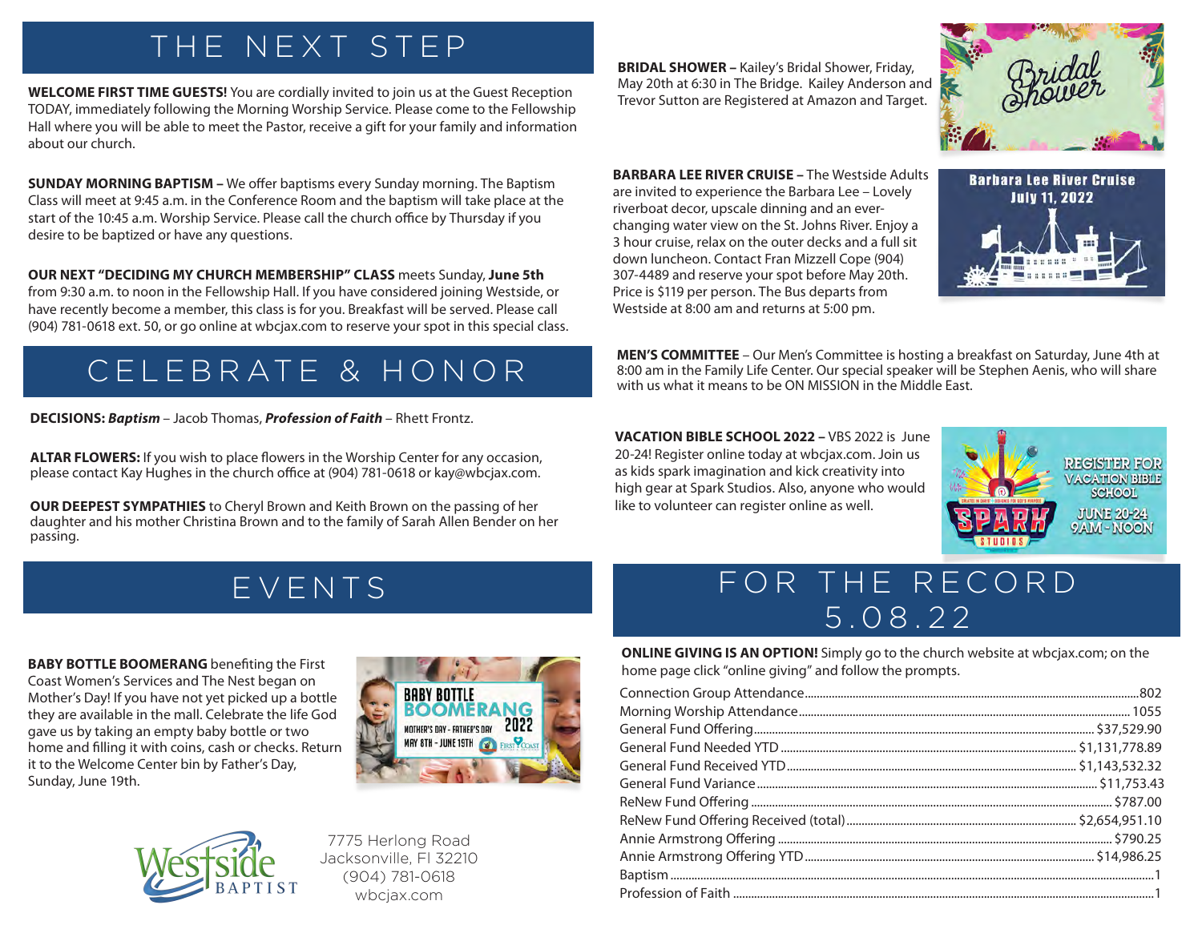# THE NEXT STEP

**WELCOME FIRST TIME GUESTS!** You are cordially invited to join us at the Guest Reception TODAY, immediately following the Morning Worship Service. Please come to the Fellowship Hall where you will be able to meet the Pastor, receive a gift for your family and information about our church.

**SUNDAY MORNING BAPTISM –** We offer baptisms every Sunday morning. The Baptism Class will meet at 9:45 a.m. in the Conference Room and the baptism will take place at the start of the 10:45 a.m. Worship Service. Please call the church office by Thursday if you desire to be baptized or have any questions.

**OUR NEXT "DECIDING MY CHURCH MEMBERSHIP" CLASS** meets Sunday, **June 5th** from 9:30 a.m. to noon in the Fellowship Hall. If you have considered joining Westside, or have recently become a member, this class is for you. Breakfast will be served. Please call (904) 781-0618 ext. 50, or go online at wbcjax.com to reserve your spot in this special class.

# CELEBRATE & HONOR

**DECISIONS:** ***Baptism*** – Jacob Thomas, ***Profession of Faith*** – Rhett Frontz.

**ALTAR FLOWERS:** If you wish to place flowers in the Worship Center for any occasion, please contact Kay Hughes in the church office at (904) 781-0618 or kay@wbcjax.com.

**OUR DEEPEST SYMPATHIES** to Cheryl Brown and Keith Brown on the passing of her daughter and his mother Christina Brown and to the family of Sarah Allen Bender on her passing.

# EVENTS

**BABY BOTTLE BOOMERANG** benefiting the First Coast Women's Services and The Nest began on Mother's Day! If you have not yet picked up a bottle they are available in the mall. Celebrate the life God gave us by taking an empty baby bottle or two home and filling it with coins, cash or checks. Return it to the Welcome Center bin by Father's Day, Sunday, June 19th.

BABY BOTTLE BOOMERANG 2022
MOTHER'S DAY - FATHER'S DAY
MAY 8TH - JUNE 19TH

**BRIDAL SHOWER –** Kailey's Bridal Shower, Friday, May 20th at 6:30 in The Bridge. Kailey Anderson and Trevor Sutton are Registered at Amazon and Target.

**BARBARA LEE RIVER CRUISE –** The Westside Adults are invited to experience the Barbara Lee – Lovely riverboat decor, upscale dinning and an ever-changing water view on the St. Johns River. Enjoy a 3 hour cruise, relax on the outer decks and a full sit down luncheon. Contact Fran Mizzell Cope (904) 307-4489 and reserve your spot before May 20th. Price is $119 per person. The Bus departs from Westside at 8:00 am and returns at 5:00 pm.

Barbara Lee River Cruise
July 11, 2022

**MEN'S COMMITTEE** – Our Men's Committee is hosting a breakfast on Saturday, June 4th at 8:00 am in the Family Life Center. Our special speaker will be Stephen Aenis, who will share with us what it means to be ON MISSION in the Middle East.

**VACATION BIBLE SCHOOL 2022 –** VBS 2022 is June 20-24! Register online today at wbcjax.com. Join us as kids spark imagination and kick creativity into high gear at Spark Studios. Also, anyone who would like to volunteer can register online as well.

REGISTER FOR VACATION BIBLE SCHOOL
JUNE 20-24
9AM - NOON

# FOR THE RECORD 5.08.22

**ONLINE GIVING IS AN OPTION!** Simply go to the church website at wbcjax.com; on the home page click "online giving" and follow the prompts.

| | |
|---|---|
| Connection Group Attendance | 802 |
| Morning Worship Attendance | 1055 |
| General Fund Offering | $37,529.90 |
| General Fund Needed YTD | $1,131,778.89 |
| General Fund Received YTD | $1,143,532.32 |
| General Fund Variance | $11,753.43 |
| ReNew Fund Offering | $787.00 |
| ReNew Fund Offering Received (total) | $2,654,951.10 |
| Annie Armstrong Offering | $790.25 |
| Annie Armstrong Offering YTD | $14,986.25 |
| Baptism | 1 |
| Profession of Faith | 1 |

Westside Baptist
7775 Herlong Road
Jacksonville, Fl 32210
(904) 781-0618
wbcjax.com